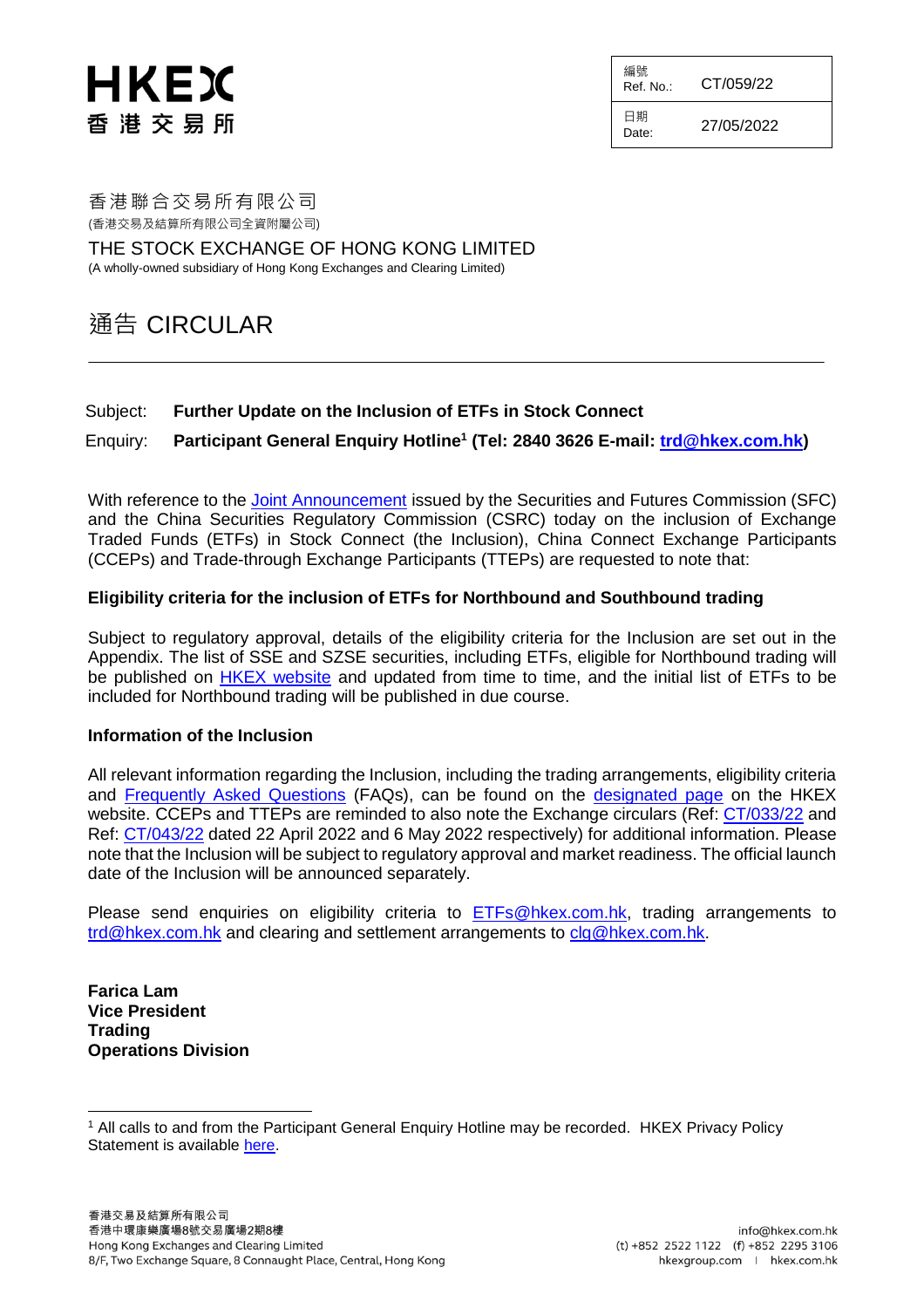HKEX
香港交易所

| 編號 Ref. No.: | CT/059/22 |
| --- | --- |
| 日期 Date: | 27/05/2022 |

香港聯合交易所有限公司
(香港交易及結算所有限公司全資附屬公司)

THE STOCK EXCHANGE OF HONG KONG LIMITED
(A wholly-owned subsidiary of Hong Kong Exchanges and Clearing Limited)

# 通告 CIRCULAR

Subject: **Further Update on the Inclusion of ETFs in Stock Connect**

Enquiry: **Participant General Enquiry Hotline[1] (Tel: 2840 3626 E-mail: trd@hkex.com.hk)**

With reference to the Joint Announcement issued by the Securities and Futures Commission (SFC) and the China Securities Regulatory Commission (CSRC) today on the inclusion of Exchange Traded Funds (ETFs) in Stock Connect (the Inclusion), China Connect Exchange Participants (CCEPs) and Trade-through Exchange Participants (TTEPs) are requested to note that:

**Eligibility criteria for the inclusion of ETFs for Northbound and Southbound trading**

Subject to regulatory approval, details of the eligibility criteria for the Inclusion are set out in the Appendix. The list of SSE and SZSE securities, including ETFs, eligible for Northbound trading will be published on HKEX website and updated from time to time, and the initial list of ETFs to be included for Northbound trading will be published in due course.

**Information of the Inclusion**

All relevant information regarding the Inclusion, including the trading arrangements, eligibility criteria and Frequently Asked Questions (FAQs), can be found on the designated page on the HKEX website. CCEPs and TTEPs are reminded to also note the Exchange circulars (Ref: CT/033/22 and Ref: CT/043/22 dated 22 April 2022 and 6 May 2022 respectively) for additional information. Please note that the Inclusion will be subject to regulatory approval and market readiness. The official launch date of the Inclusion will be announced separately.

Please send enquiries on eligibility criteria to ETFs@hkex.com.hk, trading arrangements to trd@hkex.com.hk and clearing and settlement arrangements to clg@hkex.com.hk.

**Farica Lam**
**Vice President**
**Trading**
**Operations Division**

[1] All calls to and from the Participant General Enquiry Hotline may be recorded. HKEX Privacy Policy Statement is available here.

香港交易及結算所有限公司
香港中環康樂廣場8號交易廣場2期8樓
Hong Kong Exchanges and Clearing Limited
8/F, Two Exchange Square, 8 Connaught Place, Central, Hong Kong

info@hkex.com.hk
(t) +852 2522 1122 (f) +852 2295 3106
hkexgroup.com | hkex.com.hk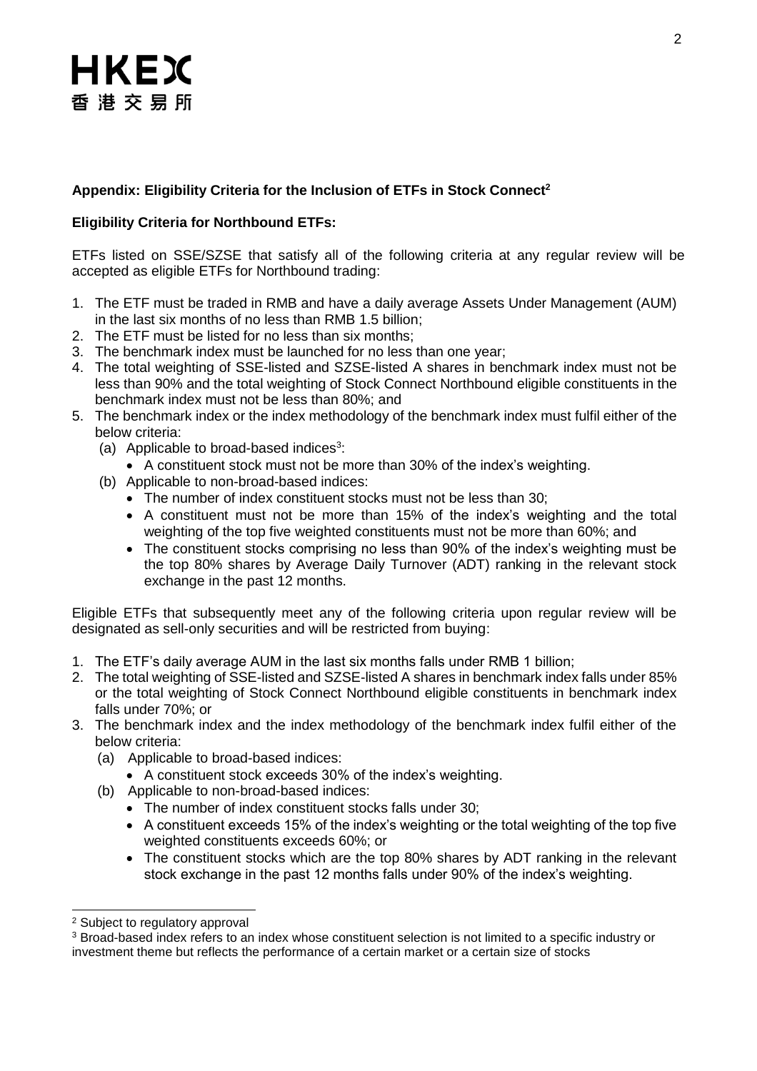## Appendix: Eligibility Criteria for the Inclusion of ETFs in Stock Connect[2]

### Eligibility Criteria for Northbound ETFs:

ETFs listed on SSE/SZSE that satisfy all of the following criteria at any regular review will be accepted as eligible ETFs for Northbound trading:

1. The ETF must be traded in RMB and have a daily average Assets Under Management (AUM) in the last six months of no less than RMB 1.5 billion;
2. The ETF must be listed for no less than six months;
3. The benchmark index must be launched for no less than one year;
4. The total weighting of SSE-listed and SZSE-listed A shares in benchmark index must not be less than 90% and the total weighting of Stock Connect Northbound eligible constituents in the benchmark index must not be less than 80%; and
5. The benchmark index or the index methodology of the benchmark index must fulfil either of the below criteria:
   (a) Applicable to broad-based indices[3]:
   - A constituent stock must not be more than 30% of the index's weighting.

   (b) Applicable to non-broad-based indices:
   - The number of index constituent stocks must not be less than 30;
   - A constituent must not be more than 15% of the index's weighting and the total weighting of the top five weighted constituents must not be more than 60%; and
   - The constituent stocks comprising no less than 90% of the index's weighting must be the top 80% shares by Average Daily Turnover (ADT) ranking in the relevant stock exchange in the past 12 months.

Eligible ETFs that subsequently meet any of the following criteria upon regular review will be designated as sell-only securities and will be restricted from buying:

1. The ETF's daily average AUM in the last six months falls under RMB 1 billion;
2. The total weighting of SSE-listed and SZSE-listed A shares in benchmark index falls under 85% or the total weighting of Stock Connect Northbound eligible constituents in benchmark index falls under 70%; or
3. The benchmark index and the index methodology of the benchmark index fulfil either of the below criteria:
   (a) Applicable to broad-based indices:
   - A constituent stock exceeds 30% of the index's weighting.

   (b) Applicable to non-broad-based indices:
   - The number of index constituent stocks falls under 30;
   - A constituent exceeds 15% of the index's weighting or the total weighting of the top five weighted constituents exceeds 60%; or
   - The constituent stocks which are the top 80% shares by ADT ranking in the relevant stock exchange in the past 12 months falls under 90% of the index's weighting.

---

[2] Subject to regulatory approval

[3] Broad-based index refers to an index whose constituent selection is not limited to a specific industry or investment theme but reflects the performance of a certain market or a certain size of stocks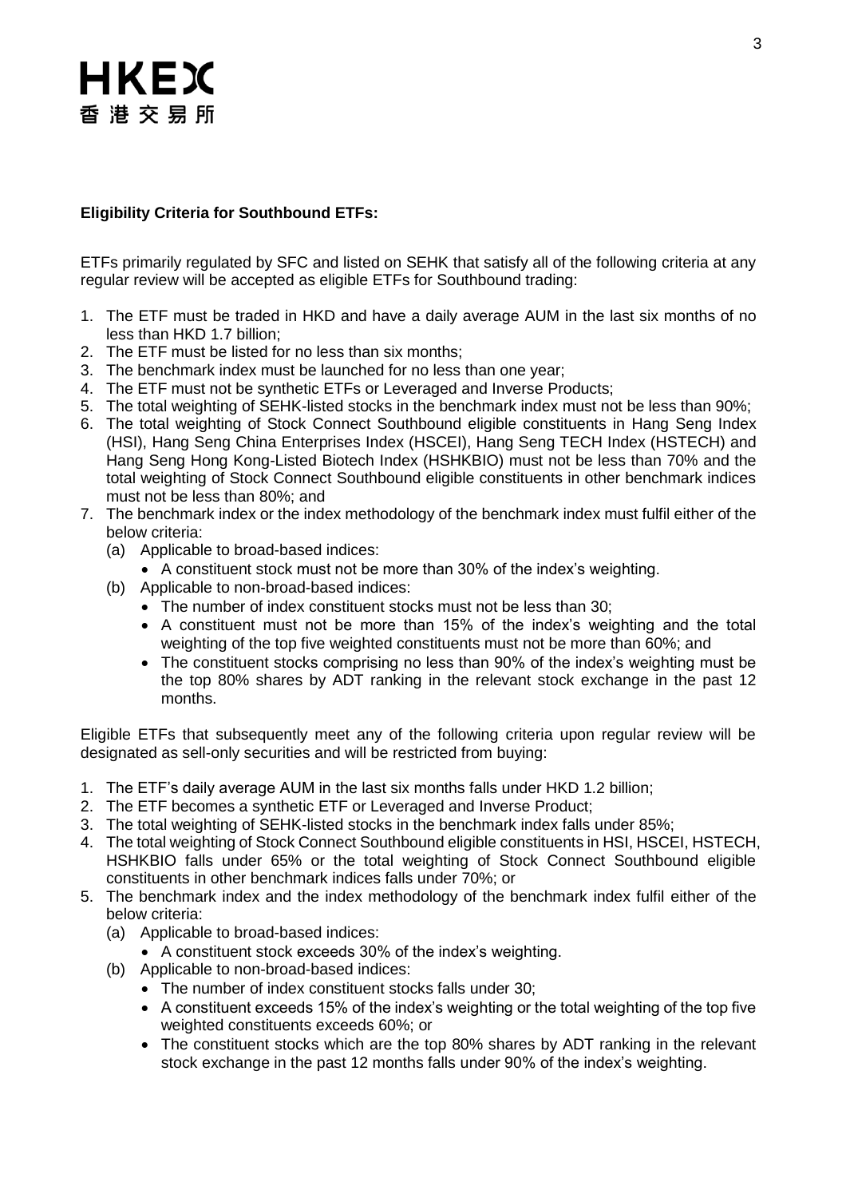**Eligibility Criteria for Southbound ETFs:**

ETFs primarily regulated by SFC and listed on SEHK that satisfy all of the following criteria at any regular review will be accepted as eligible ETFs for Southbound trading:

1. The ETF must be traded in HKD and have a daily average AUM in the last six months of no less than HKD 1.7 billion;
2. The ETF must be listed for no less than six months;
3. The benchmark index must be launched for no less than one year;
4. The ETF must not be synthetic ETFs or Leveraged and Inverse Products;
5. The total weighting of SEHK-listed stocks in the benchmark index must not be less than 90%;
6. The total weighting of Stock Connect Southbound eligible constituents in Hang Seng Index (HSI), Hang Seng China Enterprises Index (HSCEI), Hang Seng TECH Index (HSTECH) and Hang Seng Hong Kong-Listed Biotech Index (HSHKBIO) must not be less than 70% and the total weighting of Stock Connect Southbound eligible constituents in other benchmark indices must not be less than 80%; and
7. The benchmark index or the index methodology of the benchmark index must fulfil either of the below criteria:
   - (a) Applicable to broad-based indices:
     - A constituent stock must not be more than 30% of the index's weighting.
   - (b) Applicable to non-broad-based indices:
     - The number of index constituent stocks must not be less than 30;
     - A constituent must not be more than 15% of the index's weighting and the total weighting of the top five weighted constituents must not be more than 60%; and
     - The constituent stocks comprising no less than 90% of the index's weighting must be the top 80% shares by ADT ranking in the relevant stock exchange in the past 12 months.

Eligible ETFs that subsequently meet any of the following criteria upon regular review will be designated as sell-only securities and will be restricted from buying:

1. The ETF's daily average AUM in the last six months falls under HKD 1.2 billion;
2. The ETF becomes a synthetic ETF or Leveraged and Inverse Product;
3. The total weighting of SEHK-listed stocks in the benchmark index falls under 85%;
4. The total weighting of Stock Connect Southbound eligible constituents in HSI, HSCEI, HSTECH, HSHKBIO falls under 65% or the total weighting of Stock Connect Southbound eligible constituents in other benchmark indices falls under 70%; or
5. The benchmark index and the index methodology of the benchmark index fulfil either of the below criteria:
   - (a) Applicable to broad-based indices:
     - A constituent stock exceeds 30% of the index's weighting.
   - (b) Applicable to non-broad-based indices:
     - The number of index constituent stocks falls under 30;
     - A constituent exceeds 15% of the index's weighting or the total weighting of the top five weighted constituents exceeds 60%; or
     - The constituent stocks which are the top 80% shares by ADT ranking in the relevant stock exchange in the past 12 months falls under 90% of the index's weighting.